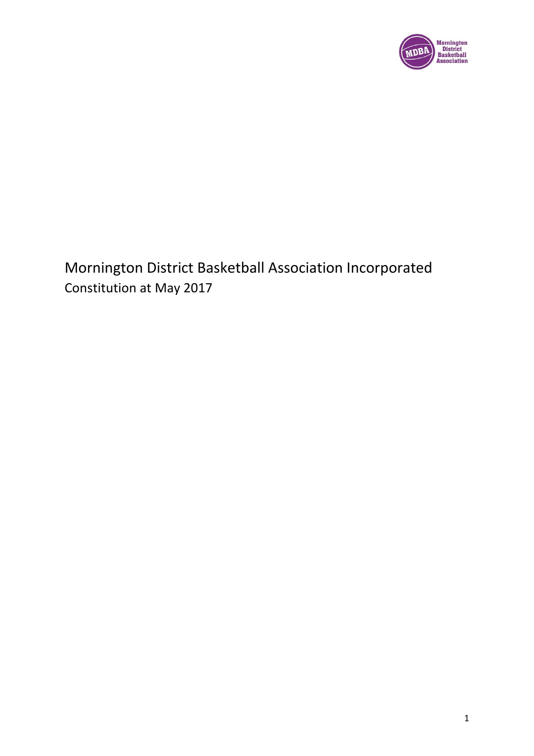# Mornington District Basketball Association Incorporated

Constitution at May 2017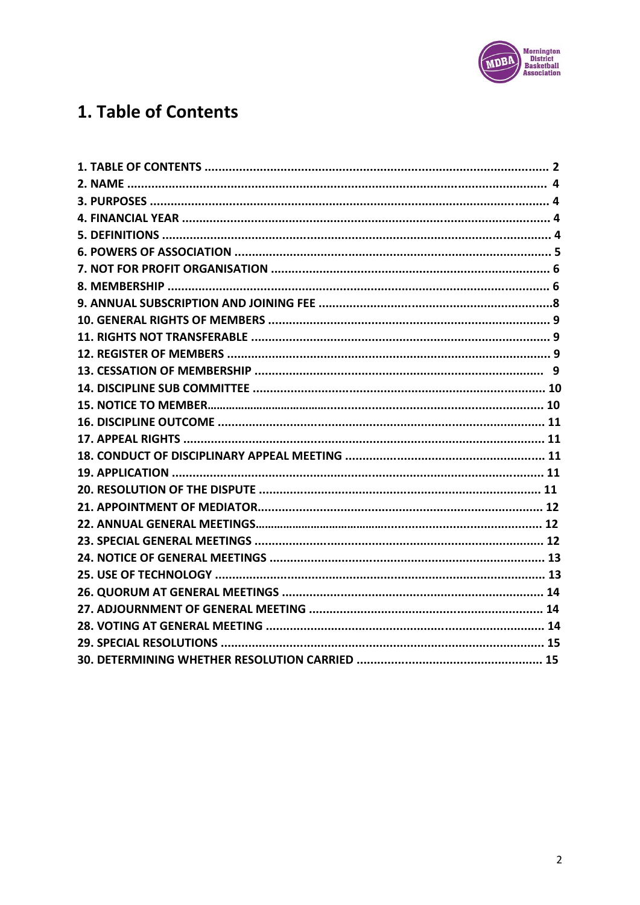# 1. Table of Contents

**1. TABLE OF CONTENTS .................................................................................................. 2**
**2. NAME ........................................................................................................................ 4**
**3. PURPOSES ................................................................................................................. 4**
**4. FINANCIAL YEAR ....................................................................................................... 4**
**5. DEFINITIONS ............................................................................................................. 4**
**6. POWERS OF ASSOCIATION ......................................................................................... 5**
**7. NOT FOR PROFIT ORGANISATION .............................................................................. 6**
**8. MEMBERSHIP ............................................................................................................ 6**
**9. ANNUAL SUBSCRIPTION AND JOINING FEE ...................................................................8**
**10. GENERAL RIGHTS OF MEMBERS ................................................................................ 9**
**11. RIGHTS NOT TRANSFERABLE ..................................................................................... 9**
**12. REGISTER OF MEMBERS ............................................................................................ 9**
**13. CESSATION OF MEMBERSHIP .................................................................................... 9**
**14. DISCIPLINE SUB COMMITTEE ................................................................................... 10**
**15. NOTICE TO MEMBER.................................................................................................. 10**
**16. DISCIPLINE OUTCOME ............................................................................................. 11**
**17. APPEAL RIGHTS ....................................................................................................... 11**
**18. CONDUCT OF DISCIPLINARY APPEAL MEETING ......................................................... 11**
**19. APPLICATION .......................................................................................................... 11**
**20. RESOLUTION OF THE DISPUTE ................................................................................ 11**
**21. APPOINTMENT OF MEDIATOR.................................................................................. 12**
**22. ANNUAL GENERAL MEETINGS................................................................................... 12**
**23. SPECIAL GENERAL MEETINGS .................................................................................. 12**
**24. NOTICE OF GENERAL MEETINGS .............................................................................. 13**
**25. USE OF TECHNOLOGY .............................................................................................. 13**
**26. QUORUM AT GENERAL MEETINGS ........................................................................... 14**
**27. ADJOURNMENT OF GENERAL MEETING ................................................................... 14**
**28. VOTING AT GENERAL MEETING ............................................................................... 14**
**29. SPECIAL RESOLUTIONS ............................................................................................ 15**
**30. DETERMINING WHETHER RESOLUTION CARRIED .................................................... 15**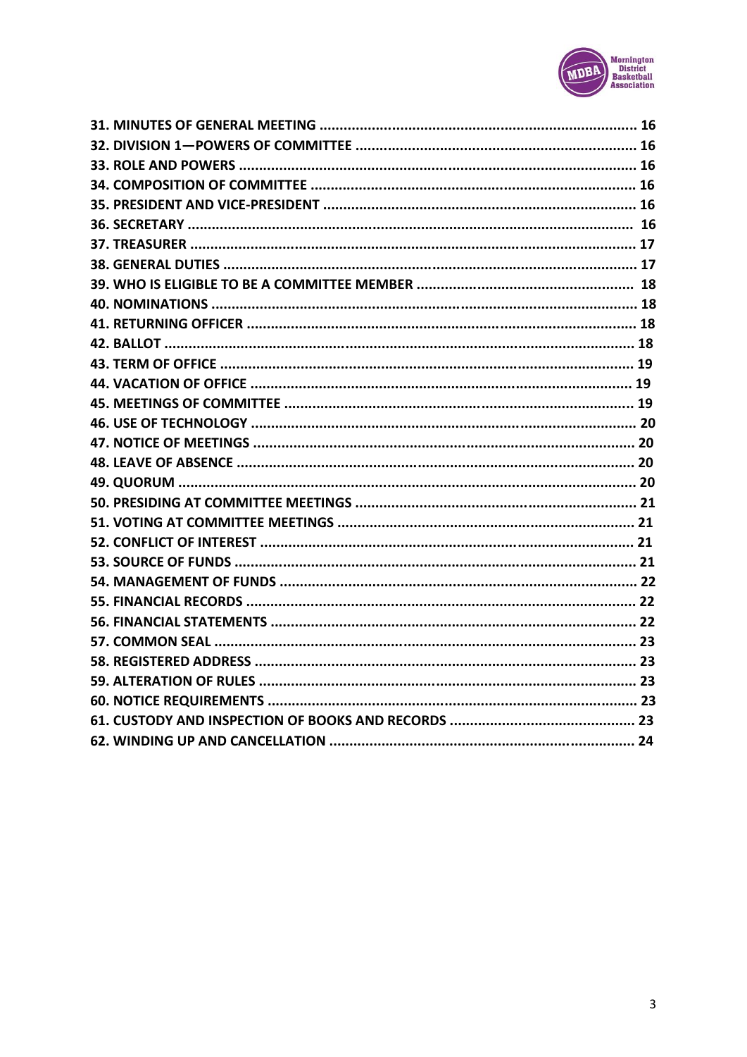**31. MINUTES OF GENERAL MEETING** ............................................................................ **16**
**32. DIVISION 1—POWERS OF COMMITTEE** ........................................................................ **16**
**33. ROLE AND POWERS** ............................................................................................ **16**
**34. COMPOSITION OF COMMITTEE** .............................................................................. **16**
**35. PRESIDENT AND VICE-PRESIDENT** ......................................................................... **16**
**36. SECRETARY** ...................................................................................................... **16**
**37. TREASURER** ...................................................................................................... **17**
**38. GENERAL DUTIES** ............................................................................................... **17**
**39. WHO IS ELIGIBLE TO BE A COMMITTEE MEMBER** ....................................................... **18**
**40. NOMINATIONS** ................................................................................................... **18**
**41. RETURNING OFFICER** .......................................................................................... **18**
**42. BALLOT** ........................................................................................................... **18**
**43. TERM OF OFFICE** ............................................................................................... **19**
**44. VACATION OF OFFICE** ......................................................................................... **19**
**45. MEETINGS OF COMMITTEE** ................................................................................... **19**
**46. USE OF TECHNOLOGY** ......................................................................................... **20**
**47. NOTICE OF MEETINGS** ......................................................................................... **20**
**48. LEAVE OF ABSENCE** ........................................................................................... **20**
**49. QUORUM** .......................................................................................................... **20**
**50. PRESIDING AT COMMITTEE MEETINGS** .................................................................... **21**
**51. VOTING AT COMMITTEE MEETINGS** ........................................................................ **21**
**52. CONFLICT OF INTEREST** ...................................................................................... **21**
**53. SOURCE OF FUNDS** ............................................................................................ **21**
**54. MANAGEMENT OF FUNDS** ..................................................................................... **22**
**55. FINANCIAL RECORDS** .......................................................................................... **22**
**56. FINANCIAL STATEMENTS** ..................................................................................... **22**
**57. COMMON SEAL** .................................................................................................. **23**
**58. REGISTERED ADDRESS** ........................................................................................ **23**
**59. ALTERATION OF RULES** ........................................................................................ **23**
**60. NOTICE REQUIREMENTS** ....................................................................................... **23**
**61. CUSTODY AND INSPECTION OF BOOKS AND RECORDS** ............................................... **23**
**62. WINDING UP AND CANCELLATION** ........................................................................... **24**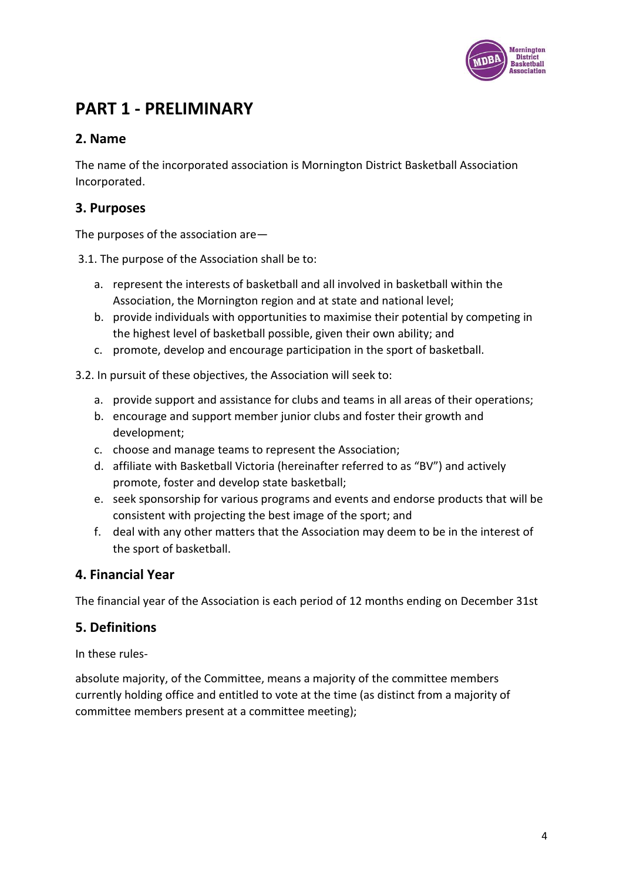# PART 1 - PRELIMINARY

## 2. Name

The name of the incorporated association is Mornington District Basketball Association Incorporated.

## 3. Purposes

The purposes of the association are—

3.1. The purpose of the Association shall be to:

a. represent the interests of basketball and all involved in basketball within the Association, the Mornington region and at state and national level;
b. provide individuals with opportunities to maximise their potential by competing in the highest level of basketball possible, given their own ability; and
c. promote, develop and encourage participation in the sport of basketball.

3.2. In pursuit of these objectives, the Association will seek to:

a. provide support and assistance for clubs and teams in all areas of their operations;
b. encourage and support member junior clubs and foster their growth and development;
c. choose and manage teams to represent the Association;
d. affiliate with Basketball Victoria (hereinafter referred to as "BV") and actively promote, foster and develop state basketball;
e. seek sponsorship for various programs and events and endorse products that will be consistent with projecting the best image of the sport; and
f. deal with any other matters that the Association may deem to be in the interest of the sport of basketball.

## 4. Financial Year

The financial year of the Association is each period of 12 months ending on December 31st

## 5. Definitions

In these rules-

absolute majority, of the Committee, means a majority of the committee members currently holding office and entitled to vote at the time (as distinct from a majority of committee members present at a committee meeting);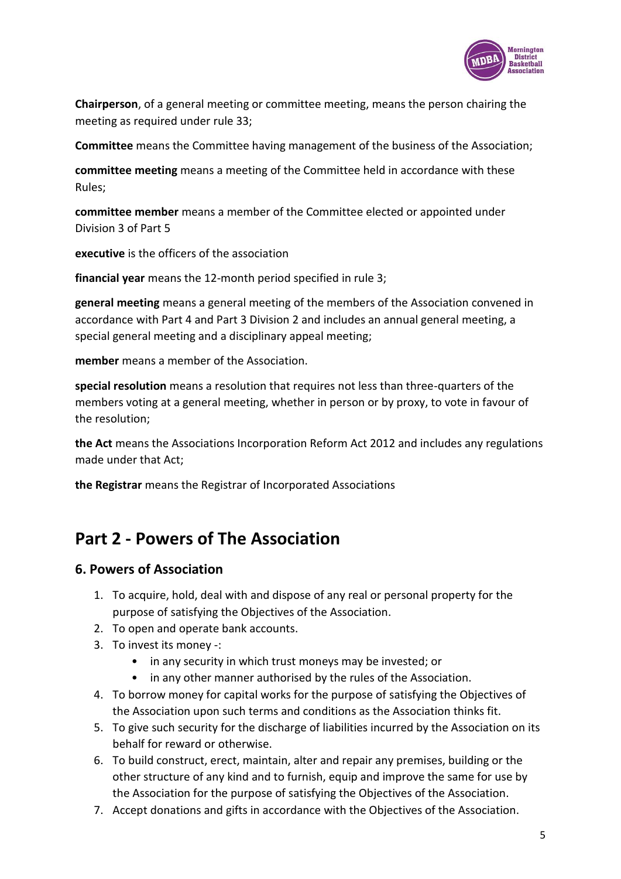**Chairperson**, of a general meeting or committee meeting, means the person chairing the meeting as required under rule 33;

**Committee** means the Committee having management of the business of the Association;

**committee meeting** means a meeting of the Committee held in accordance with these Rules;

**committee member** means a member of the Committee elected or appointed under Division 3 of Part 5

**executive** is the officers of the association

**financial year** means the 12-month period specified in rule 3;

**general meeting** means a general meeting of the members of the Association convened in accordance with Part 4 and Part 3 Division 2 and includes an annual general meeting, a special general meeting and a disciplinary appeal meeting;

**member** means a member of the Association.

**special resolution** means a resolution that requires not less than three-quarters of the members voting at a general meeting, whether in person or by proxy, to vote in favour of the resolution;

**the Act** means the Associations Incorporation Reform Act 2012 and includes any regulations made under that Act;

**the Registrar** means the Registrar of Incorporated Associations

# Part 2 - Powers of The Association

## 6. Powers of Association

1. To acquire, hold, deal with and dispose of any real or personal property for the purpose of satisfying the Objectives of the Association.
2. To open and operate bank accounts.
3. To invest its money -:
    - in any security in which trust moneys may be invested; or
    - in any other manner authorised by the rules of the Association.
4. To borrow money for capital works for the purpose of satisfying the Objectives of the Association upon such terms and conditions as the Association thinks fit.
5. To give such security for the discharge of liabilities incurred by the Association on its behalf for reward or otherwise.
6. To build construct, erect, maintain, alter and repair any premises, building or the other structure of any kind and to furnish, equip and improve the same for use by the Association for the purpose of satisfying the Objectives of the Association.
7. Accept donations and gifts in accordance with the Objectives of the Association.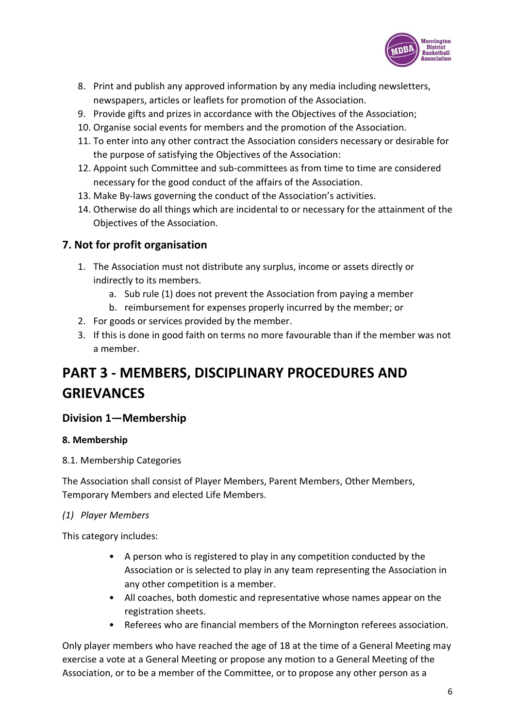8. Print and publish any approved information by any media including newsletters, newspapers, articles or leaflets for promotion of the Association.
9. Provide gifts and prizes in accordance with the Objectives of the Association;
10. Organise social events for members and the promotion of the Association.
11. To enter into any other contract the Association considers necessary or desirable for the purpose of satisfying the Objectives of the Association:
12. Appoint such Committee and sub-committees as from time to time are considered necessary for the good conduct of the affairs of the Association.
13. Make By-laws governing the conduct of the Association's activities.
14. Otherwise do all things which are incidental to or necessary for the attainment of the Objectives of the Association.

## 7. Not for profit organisation

1. The Association must not distribute any surplus, income or assets directly or indirectly to its members.
    a. Sub rule (1) does not prevent the Association from paying a member
    b. reimbursement for expenses properly incurred by the member; or
2. For goods or services provided by the member.
3. If this is done in good faith on terms no more favourable than if the member was not a member.

# PART 3 - MEMBERS, DISCIPLINARY PROCEDURES AND GRIEVANCES

## Division 1—Membership

#### 8. Membership

8.1. Membership Categories

The Association shall consist of Player Members, Parent Members, Other Members, Temporary Members and elected Life Members.

*(1) Player Members*

This category includes:

- A person who is registered to play in any competition conducted by the Association or is selected to play in any team representing the Association in any other competition is a member.
- All coaches, both domestic and representative whose names appear on the registration sheets.
- Referees who are financial members of the Mornington referees association.

Only player members who have reached the age of 18 at the time of a General Meeting may exercise a vote at a General Meeting or propose any motion to a General Meeting of the Association, or to be a member of the Committee, or to propose any other person as a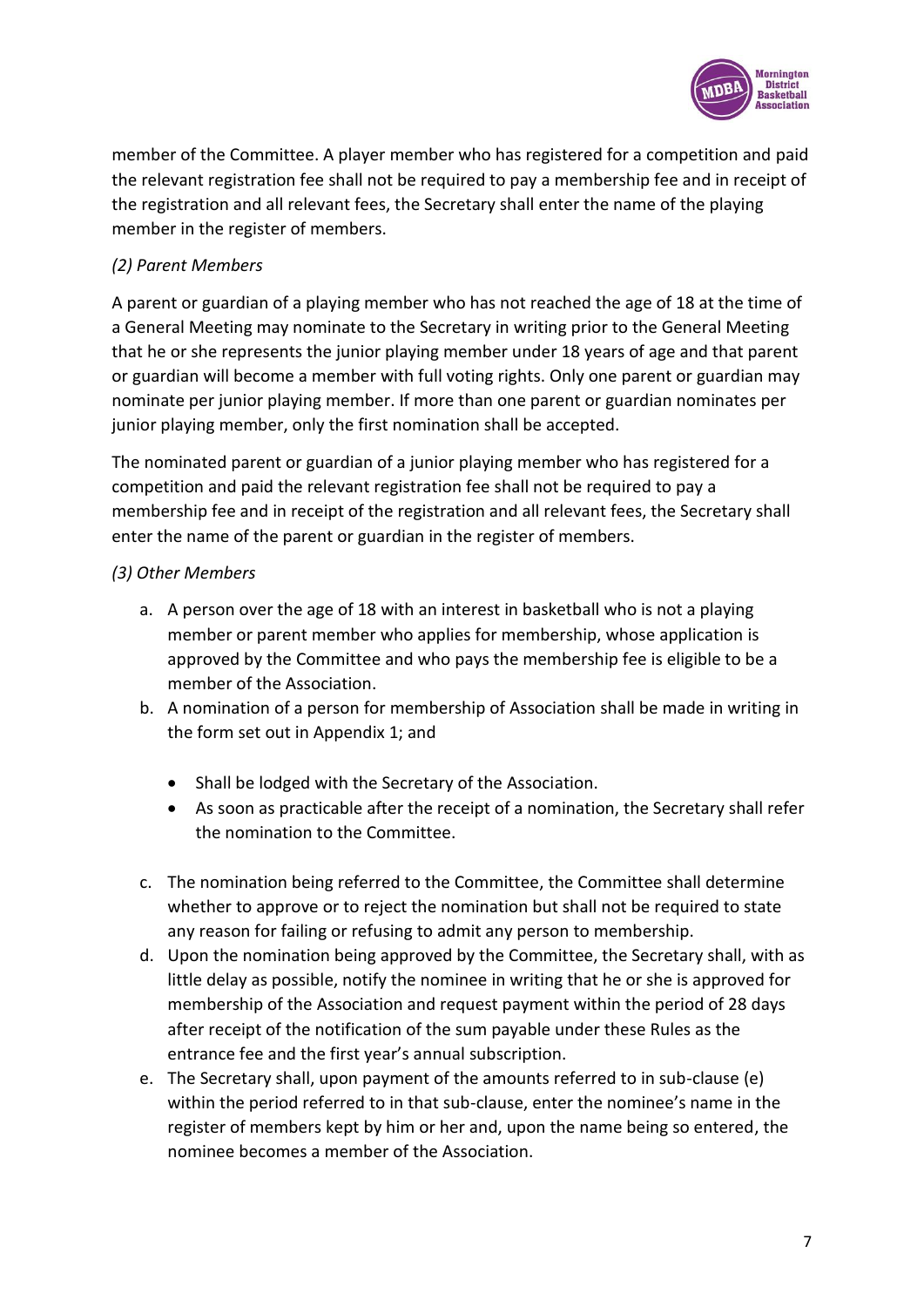member of the Committee. A player member who has registered for a competition and paid the relevant registration fee shall not be required to pay a membership fee and in receipt of the registration and all relevant fees, the Secretary shall enter the name of the playing member in the register of members.

*(2) Parent Members*

A parent or guardian of a playing member who has not reached the age of 18 at the time of a General Meeting may nominate to the Secretary in writing prior to the General Meeting that he or she represents the junior playing member under 18 years of age and that parent or guardian will become a member with full voting rights. Only one parent or guardian may nominate per junior playing member. If more than one parent or guardian nominates per junior playing member, only the first nomination shall be accepted.

The nominated parent or guardian of a junior playing member who has registered for a competition and paid the relevant registration fee shall not be required to pay a membership fee and in receipt of the registration and all relevant fees, the Secretary shall enter the name of the parent or guardian in the register of members.

*(3) Other Members*

a. A person over the age of 18 with an interest in basketball who is not a playing member or parent member who applies for membership, whose application is approved by the Committee and who pays the membership fee is eligible to be a member of the Association.
b. A nomination of a person for membership of Association shall be made in writing in the form set out in Appendix 1; and
    - Shall be lodged with the Secretary of the Association.
    - As soon as practicable after the receipt of a nomination, the Secretary shall refer the nomination to the Committee.
c. The nomination being referred to the Committee, the Committee shall determine whether to approve or to reject the nomination but shall not be required to state any reason for failing or refusing to admit any person to membership.
d. Upon the nomination being approved by the Committee, the Secretary shall, with as little delay as possible, notify the nominee in writing that he or she is approved for membership of the Association and request payment within the period of 28 days after receipt of the notification of the sum payable under these Rules as the entrance fee and the first year's annual subscription.
e. The Secretary shall, upon payment of the amounts referred to in sub-clause (e) within the period referred to in that sub-clause, enter the nominee's name in the register of members kept by him or her and, upon the name being so entered, the nominee becomes a member of the Association.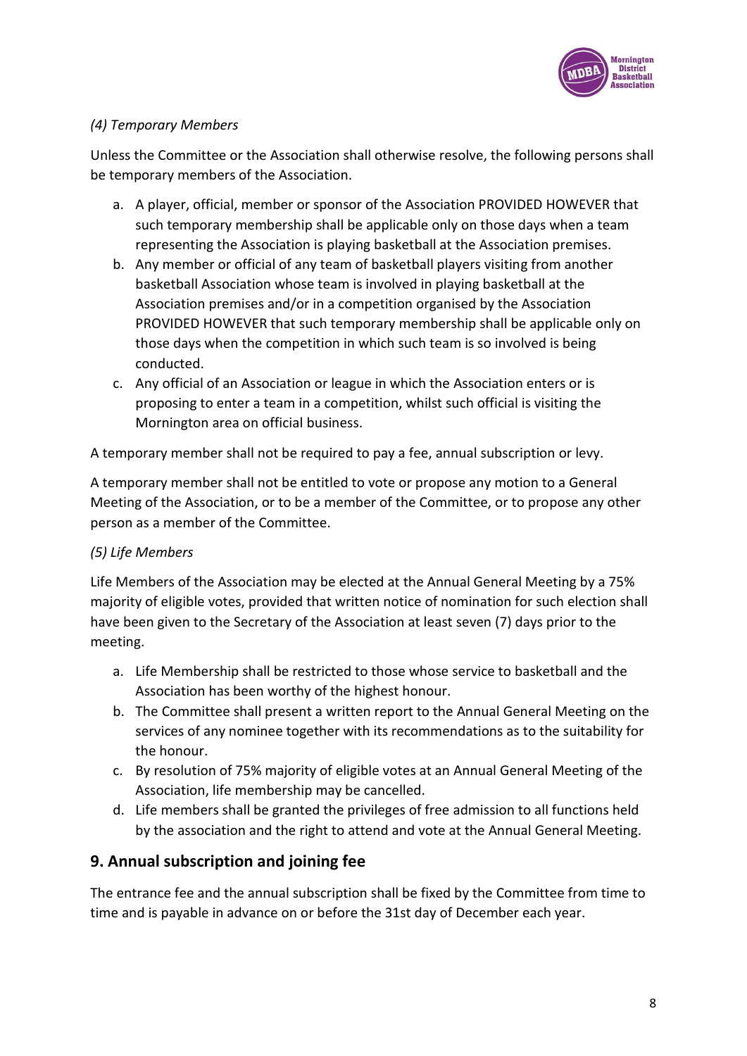*(4) Temporary Members*

Unless the Committee or the Association shall otherwise resolve, the following persons shall be temporary members of the Association.

a. A player, official, member or sponsor of the Association PROVIDED HOWEVER that such temporary membership shall be applicable only on those days when a team representing the Association is playing basketball at the Association premises.
b. Any member or official of any team of basketball players visiting from another basketball Association whose team is involved in playing basketball at the Association premises and/or in a competition organised by the Association PROVIDED HOWEVER that such temporary membership shall be applicable only on those days when the competition in which such team is so involved is being conducted.
c. Any official of an Association or league in which the Association enters or is proposing to enter a team in a competition, whilst such official is visiting the Mornington area on official business.

A temporary member shall not be required to pay a fee, annual subscription or levy.

A temporary member shall not be entitled to vote or propose any motion to a General Meeting of the Association, or to be a member of the Committee, or to propose any other person as a member of the Committee.

*(5) Life Members*

Life Members of the Association may be elected at the Annual General Meeting by a 75% majority of eligible votes, provided that written notice of nomination for such election shall have been given to the Secretary of the Association at least seven (7) days prior to the meeting.

a. Life Membership shall be restricted to those whose service to basketball and the Association has been worthy of the highest honour.
b. The Committee shall present a written report to the Annual General Meeting on the services of any nominee together with its recommendations as to the suitability for the honour.
c. By resolution of 75% majority of eligible votes at an Annual General Meeting of the Association, life membership may be cancelled.
d. Life members shall be granted the privileges of free admission to all functions held by the association and the right to attend and vote at the Annual General Meeting.

## 9. Annual subscription and joining fee

The entrance fee and the annual subscription shall be fixed by the Committee from time to time and is payable in advance on or before the 31st day of December each year.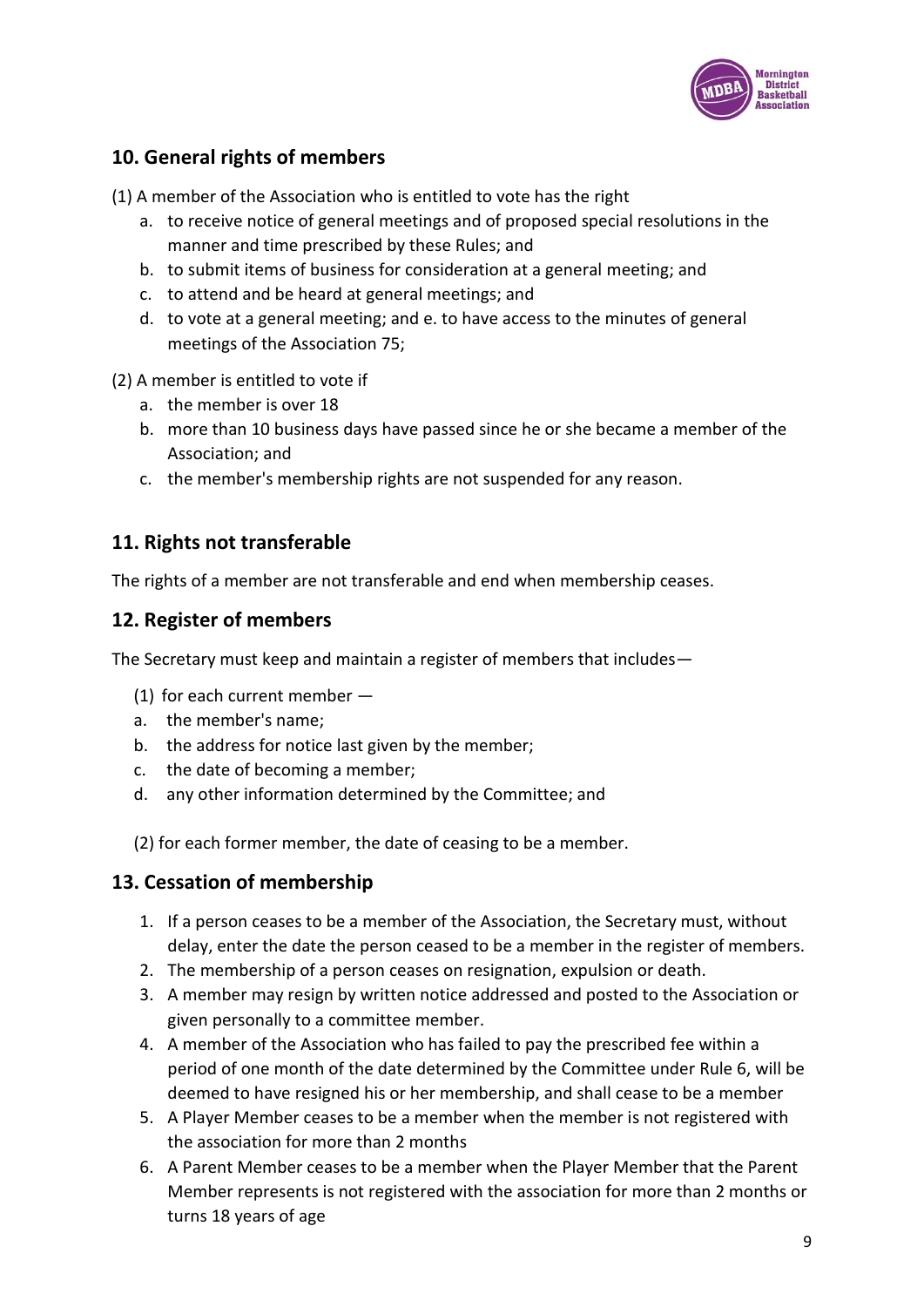## 10. General rights of members

(1) A member of the Association who is entitled to vote has the right

a. to receive notice of general meetings and of proposed special resolutions in the manner and time prescribed by these Rules; and
b. to submit items of business for consideration at a general meeting; and
c. to attend and be heard at general meetings; and
d. to vote at a general meeting; and e. to have access to the minutes of general meetings of the Association 75;

(2) A member is entitled to vote if

a. the member is over 18
b. more than 10 business days have passed since he or she became a member of the Association; and
c. the member's membership rights are not suspended for any reason.

## 11. Rights not transferable

The rights of a member are not transferable and end when membership ceases.

## 12. Register of members

The Secretary must keep and maintain a register of members that includes—

(1) for each current member —

a. the member's name;
b. the address for notice last given by the member;
c. the date of becoming a member;
d. any other information determined by the Committee; and

(2) for each former member, the date of ceasing to be a member.

## 13. Cessation of membership

1. If a person ceases to be a member of the Association, the Secretary must, without delay, enter the date the person ceased to be a member in the register of members.
2. The membership of a person ceases on resignation, expulsion or death.
3. A member may resign by written notice addressed and posted to the Association or given personally to a committee member.
4. A member of the Association who has failed to pay the prescribed fee within a period of one month of the date determined by the Committee under Rule 6, will be deemed to have resigned his or her membership, and shall cease to be a member
5. A Player Member ceases to be a member when the member is not registered with the association for more than 2 months
6. A Parent Member ceases to be a member when the Player Member that the Parent Member represents is not registered with the association for more than 2 months or turns 18 years of age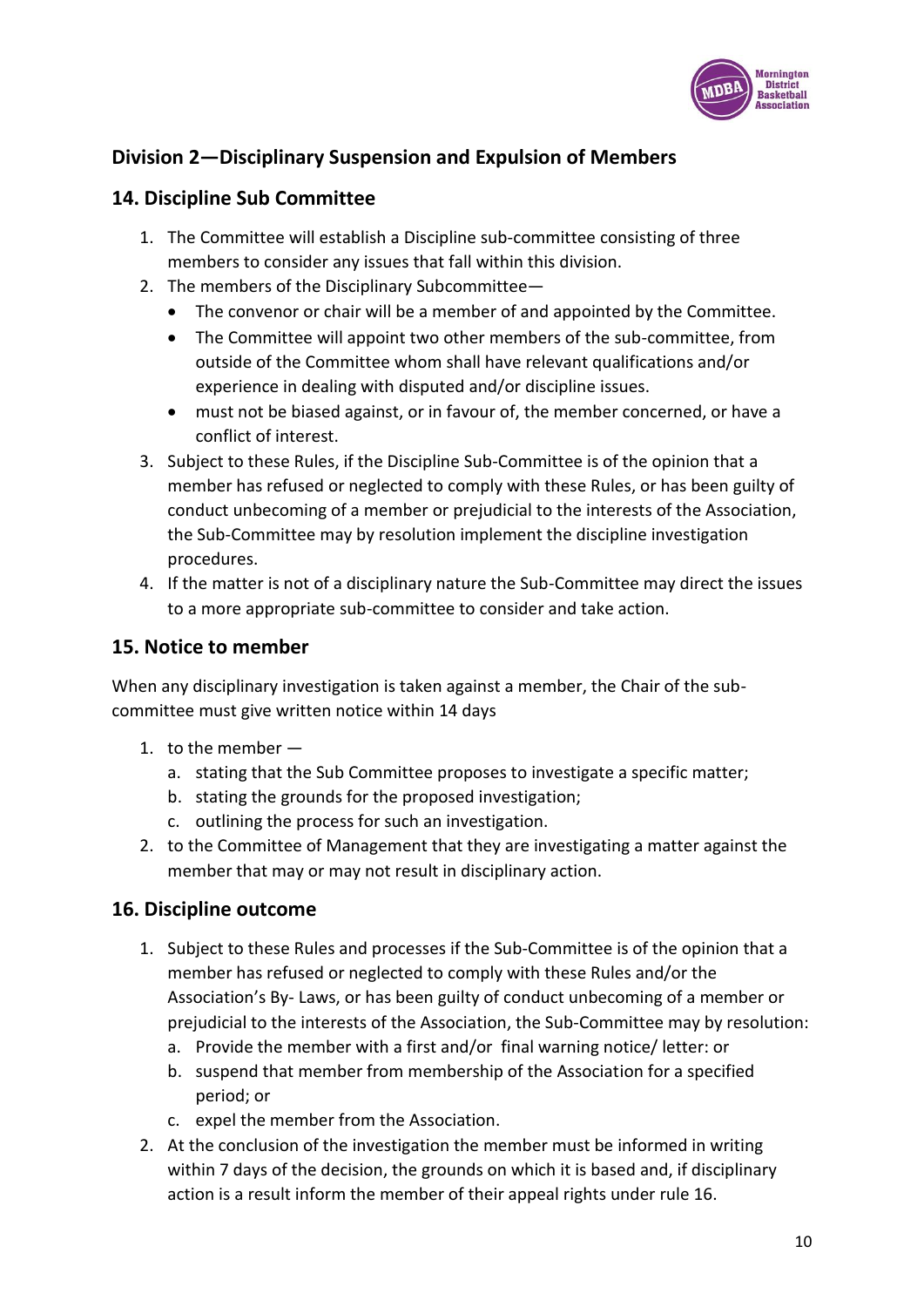## Division 2—Disciplinary Suspension and Expulsion of Members

### 14. Discipline Sub Committee

1. The Committee will establish a Discipline sub-committee consisting of three members to consider any issues that fall within this division.
2. The members of the Disciplinary Subcommittee—
   - The convenor or chair will be a member of and appointed by the Committee.
   - The Committee will appoint two other members of the sub-committee, from outside of the Committee whom shall have relevant qualifications and/or experience in dealing with disputed and/or discipline issues.
   - must not be biased against, or in favour of, the member concerned, or have a conflict of interest.
3. Subject to these Rules, if the Discipline Sub-Committee is of the opinion that a member has refused or neglected to comply with these Rules, or has been guilty of conduct unbecoming of a member or prejudicial to the interests of the Association, the Sub-Committee may by resolution implement the discipline investigation procedures.
4. If the matter is not of a disciplinary nature the Sub-Committee may direct the issues to a more appropriate sub-committee to consider and take action.

### 15. Notice to member

When any disciplinary investigation is taken against a member, the Chair of the sub-committee must give written notice within 14 days

1. to the member —
   a. stating that the Sub Committee proposes to investigate a specific matter;
   b. stating the grounds for the proposed investigation;
   c. outlining the process for such an investigation.
2. to the Committee of Management that they are investigating a matter against the member that may or may not result in disciplinary action.

### 16. Discipline outcome

1. Subject to these Rules and processes if the Sub-Committee is of the opinion that a member has refused or neglected to comply with these Rules and/or the Association's By- Laws, or has been guilty of conduct unbecoming of a member or prejudicial to the interests of the Association, the Sub-Committee may by resolution:
   a. Provide the member with a first and/or final warning notice/ letter: or
   b. suspend that member from membership of the Association for a specified period; or
   c. expel the member from the Association.
2. At the conclusion of the investigation the member must be informed in writing within 7 days of the decision, the grounds on which it is based and, if disciplinary action is a result inform the member of their appeal rights under rule 16.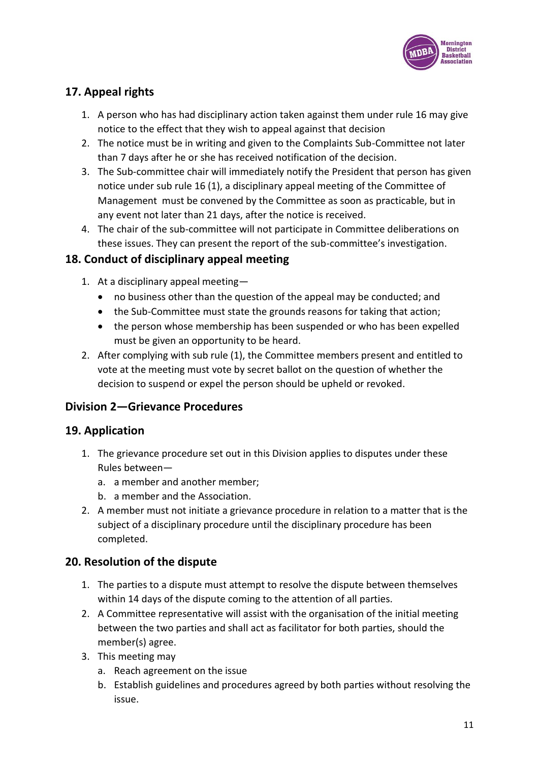## 17. Appeal rights

1. A person who has had disciplinary action taken against them under rule 16 may give notice to the effect that they wish to appeal against that decision
2. The notice must be in writing and given to the Complaints Sub-Committee not later than 7 days after he or she has received notification of the decision.
3. The Sub-committee chair will immediately notify the President that person has given notice under sub rule 16 (1), a disciplinary appeal meeting of the Committee of Management must be convened by the Committee as soon as practicable, but in any event not later than 21 days, after the notice is received.
4. The chair of the sub-committee will not participate in Committee deliberations on these issues. They can present the report of the sub-committee's investigation.

## 18. Conduct of disciplinary appeal meeting

1. At a disciplinary appeal meeting—
   - no business other than the question of the appeal may be conducted; and
   - the Sub-Committee must state the grounds reasons for taking that action;
   - the person whose membership has been suspended or who has been expelled must be given an opportunity to be heard.
2. After complying with sub rule (1), the Committee members present and entitled to vote at the meeting must vote by secret ballot on the question of whether the decision to suspend or expel the person should be upheld or revoked.

## Division 2—Grievance Procedures

## 19. Application

1. The grievance procedure set out in this Division applies to disputes under these Rules between—
   a. a member and another member;
   b. a member and the Association.
2. A member must not initiate a grievance procedure in relation to a matter that is the subject of a disciplinary procedure until the disciplinary procedure has been completed.

## 20. Resolution of the dispute

1. The parties to a dispute must attempt to resolve the dispute between themselves within 14 days of the dispute coming to the attention of all parties.
2. A Committee representative will assist with the organisation of the initial meeting between the two parties and shall act as facilitator for both parties, should the member(s) agree.
3. This meeting may
   a. Reach agreement on the issue
   b. Establish guidelines and procedures agreed by both parties without resolving the issue.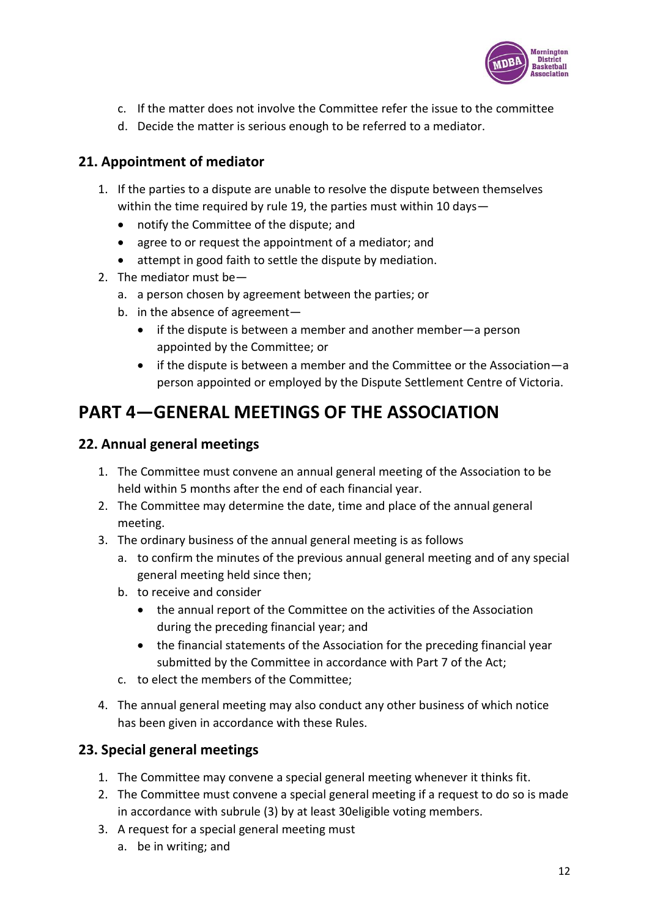c. If the matter does not involve the Committee refer the issue to the committee
d. Decide the matter is serious enough to be referred to a mediator.

### 21. Appointment of mediator

1. If the parties to a dispute are unable to resolve the dispute between themselves within the time required by rule 19, the parties must within 10 days—
   - notify the Committee of the dispute; and
   - agree to or request the appointment of a mediator; and
   - attempt in good faith to settle the dispute by mediation.
2. The mediator must be—
   a. a person chosen by agreement between the parties; or
   b. in the absence of agreement—
      - if the dispute is between a member and another member—a person appointed by the Committee; or
      - if the dispute is between a member and the Committee or the Association—a person appointed or employed by the Dispute Settlement Centre of Victoria.

## PART 4—GENERAL MEETINGS OF THE ASSOCIATION

### 22. Annual general meetings

1. The Committee must convene an annual general meeting of the Association to be held within 5 months after the end of each financial year.
2. The Committee may determine the date, time and place of the annual general meeting.
3. The ordinary business of the annual general meeting is as follows
   a. to confirm the minutes of the previous annual general meeting and of any special general meeting held since then;
   b. to receive and consider
      - the annual report of the Committee on the activities of the Association during the preceding financial year; and
      - the financial statements of the Association for the preceding financial year submitted by the Committee in accordance with Part 7 of the Act;
   c. to elect the members of the Committee;
4. The annual general meeting may also conduct any other business of which notice has been given in accordance with these Rules.

### 23. Special general meetings

1. The Committee may convene a special general meeting whenever it thinks fit.
2. The Committee must convene a special general meeting if a request to do so is made in accordance with subrule (3) by at least 30eligible voting members.
3. A request for a special general meeting must
   a. be in writing; and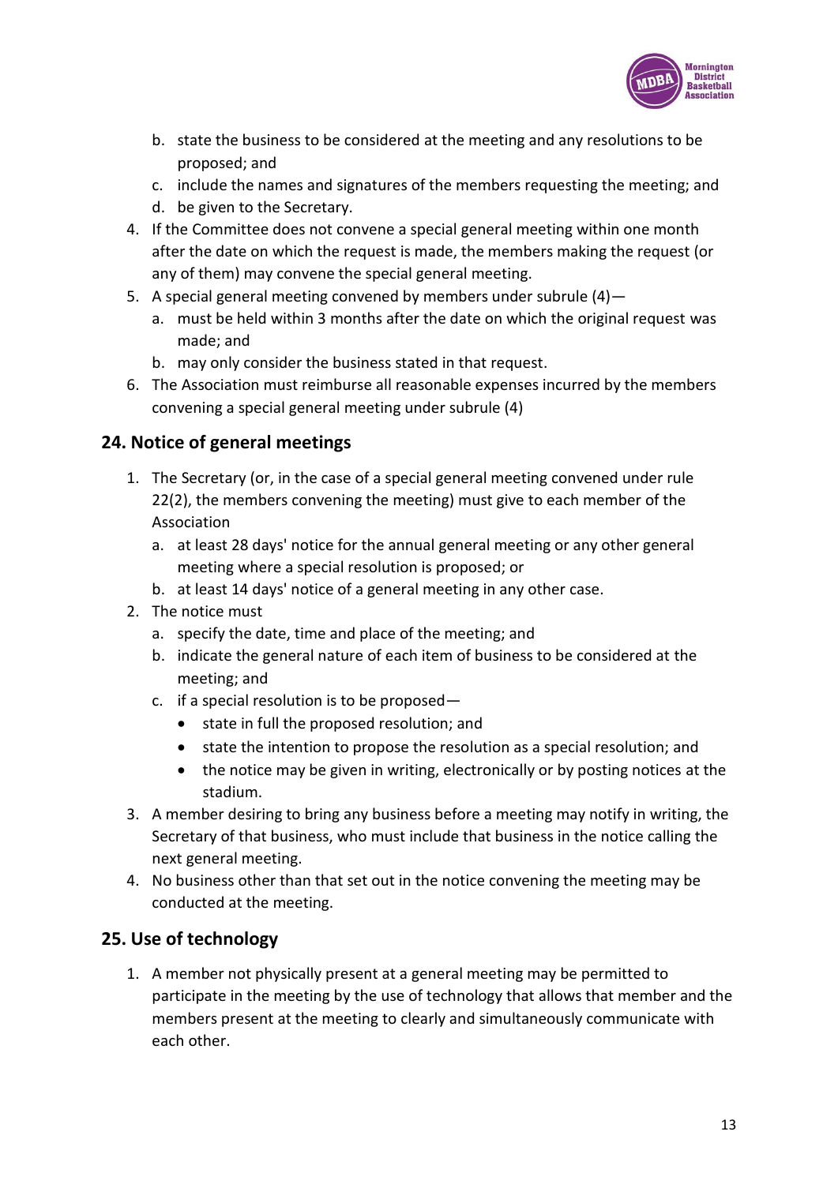b. state the business to be considered at the meeting and any resolutions to be proposed; and
   c. include the names and signatures of the members requesting the meeting; and
   d. be given to the Secretary.
4. If the Committee does not convene a special general meeting within one month after the date on which the request is made, the members making the request (or any of them) may convene the special general meeting.
5. A special general meeting convened by members under subrule (4)—
   a. must be held within 3 months after the date on which the original request was made; and
   b. may only consider the business stated in that request.
6. The Association must reimburse all reasonable expenses incurred by the members convening a special general meeting under subrule (4)

## 24. Notice of general meetings

1. The Secretary (or, in the case of a special general meeting convened under rule 22(2), the members convening the meeting) must give to each member of the Association
   a. at least 28 days' notice for the annual general meeting or any other general meeting where a special resolution is proposed; or
   b. at least 14 days' notice of a general meeting in any other case.
2. The notice must
   a. specify the date, time and place of the meeting; and
   b. indicate the general nature of each item of business to be considered at the meeting; and
   c. if a special resolution is to be proposed—
      - state in full the proposed resolution; and
      - state the intention to propose the resolution as a special resolution; and
      - the notice may be given in writing, electronically or by posting notices at the stadium.
3. A member desiring to bring any business before a meeting may notify in writing, the Secretary of that business, who must include that business in the notice calling the next general meeting.
4. No business other than that set out in the notice convening the meeting may be conducted at the meeting.

## 25. Use of technology

1. A member not physically present at a general meeting may be permitted to participate in the meeting by the use of technology that allows that member and the members present at the meeting to clearly and simultaneously communicate with each other.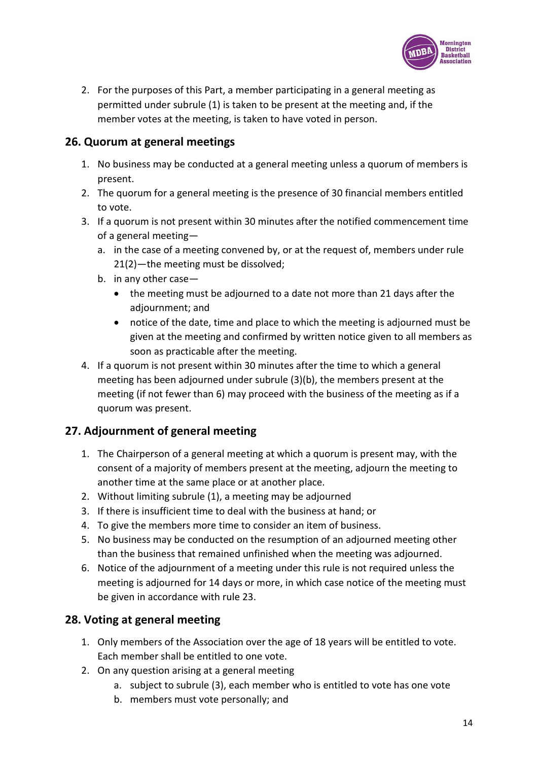2. For the purposes of this Part, a member participating in a general meeting as permitted under subrule (1) is taken to be present at the meeting and, if the member votes at the meeting, is taken to have voted in person.

## 26. Quorum at general meetings

1. No business may be conducted at a general meeting unless a quorum of members is present.
2. The quorum for a general meeting is the presence of 30 financial members entitled to vote.
3. If a quorum is not present within 30 minutes after the notified commencement time of a general meeting—
   a. in the case of a meeting convened by, or at the request of, members under rule 21(2)—the meeting must be dissolved;
   b. in any other case—
      - the meeting must be adjourned to a date not more than 21 days after the adjournment; and
      - notice of the date, time and place to which the meeting is adjourned must be given at the meeting and confirmed by written notice given to all members as soon as practicable after the meeting.
4. If a quorum is not present within 30 minutes after the time to which a general meeting has been adjourned under subrule (3)(b), the members present at the meeting (if not fewer than 6) may proceed with the business of the meeting as if a quorum was present.

## 27. Adjournment of general meeting

1. The Chairperson of a general meeting at which a quorum is present may, with the consent of a majority of members present at the meeting, adjourn the meeting to another time at the same place or at another place.
2. Without limiting subrule (1), a meeting may be adjourned
3. If there is insufficient time to deal with the business at hand; or
4. To give the members more time to consider an item of business.
5. No business may be conducted on the resumption of an adjourned meeting other than the business that remained unfinished when the meeting was adjourned.
6. Notice of the adjournment of a meeting under this rule is not required unless the meeting is adjourned for 14 days or more, in which case notice of the meeting must be given in accordance with rule 23.

## 28. Voting at general meeting

1. Only members of the Association over the age of 18 years will be entitled to vote. Each member shall be entitled to one vote.
2. On any question arising at a general meeting
   a. subject to subrule (3), each member who is entitled to vote has one vote
   b. members must vote personally; and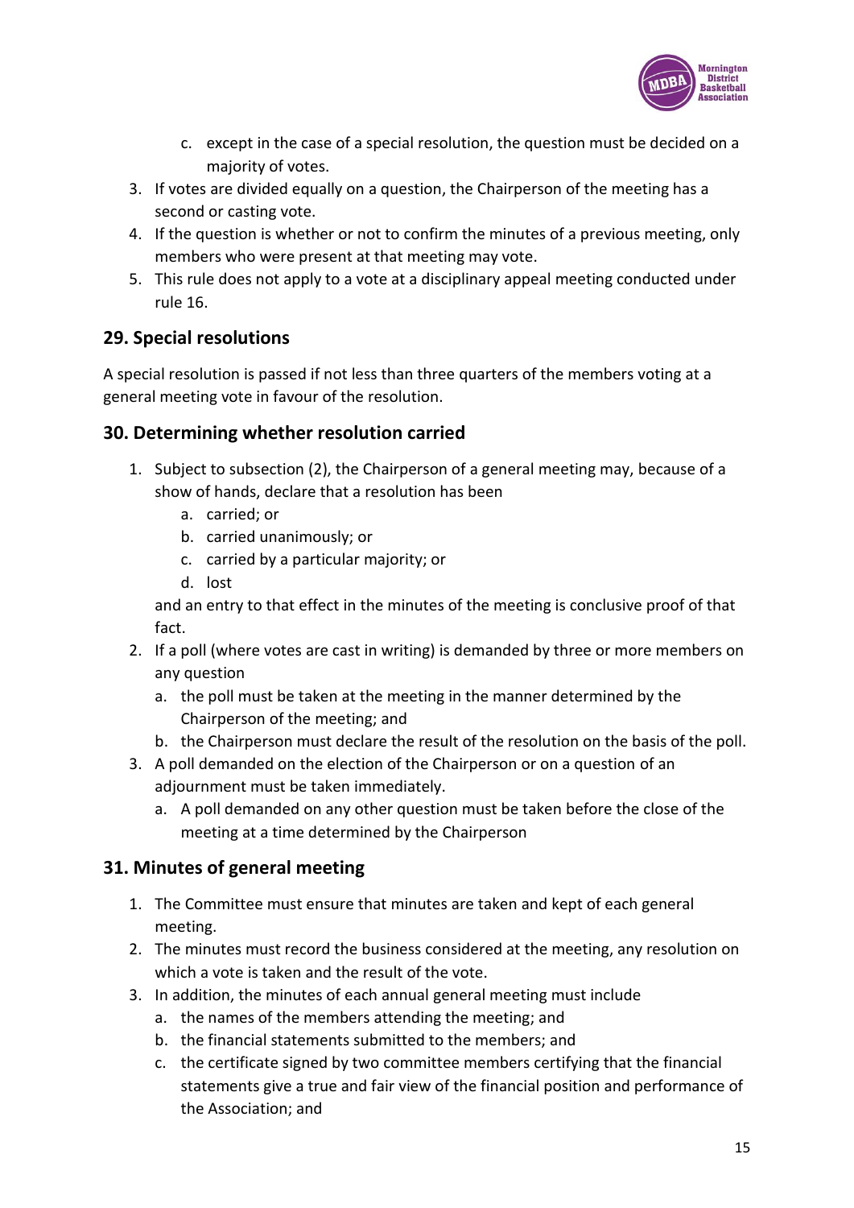c. except in the case of a special resolution, the question must be decided on a majority of votes.
3. If votes are divided equally on a question, the Chairperson of the meeting has a second or casting vote.
4. If the question is whether or not to confirm the minutes of a previous meeting, only members who were present at that meeting may vote.
5. This rule does not apply to a vote at a disciplinary appeal meeting conducted under rule 16.

## 29. Special resolutions

A special resolution is passed if not less than three quarters of the members voting at a general meeting vote in favour of the resolution.

## 30. Determining whether resolution carried

1. Subject to subsection (2), the Chairperson of a general meeting may, because of a show of hands, declare that a resolution has been
   a. carried; or
   b. carried unanimously; or
   c. carried by a particular majority; or
   d. lost

   and an entry to that effect in the minutes of the meeting is conclusive proof of that fact.
2. If a poll (where votes are cast in writing) is demanded by three or more members on any question
   a. the poll must be taken at the meeting in the manner determined by the Chairperson of the meeting; and
   b. the Chairperson must declare the result of the resolution on the basis of the poll.
3. A poll demanded on the election of the Chairperson or on a question of an adjournment must be taken immediately.
   a. A poll demanded on any other question must be taken before the close of the meeting at a time determined by the Chairperson

## 31. Minutes of general meeting

1. The Committee must ensure that minutes are taken and kept of each general meeting.
2. The minutes must record the business considered at the meeting, any resolution on which a vote is taken and the result of the vote.
3. In addition, the minutes of each annual general meeting must include
   a. the names of the members attending the meeting; and
   b. the financial statements submitted to the members; and
   c. the certificate signed by two committee members certifying that the financial statements give a true and fair view of the financial position and performance of the Association; and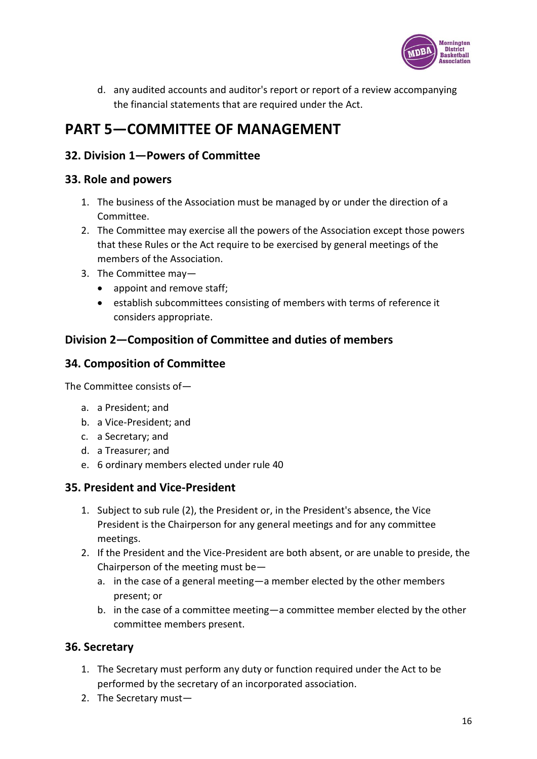d. any audited accounts and auditor's report or report of a review accompanying the financial statements that are required under the Act.

# PART 5—COMMITTEE OF MANAGEMENT

## 32. Division 1—Powers of Committee

## 33. Role and powers

1. The business of the Association must be managed by or under the direction of a Committee.
2. The Committee may exercise all the powers of the Association except those powers that these Rules or the Act require to be exercised by general meetings of the members of the Association.
3. The Committee may—
   - appoint and remove staff;
   - establish subcommittees consisting of members with terms of reference it considers appropriate.

## Division 2—Composition of Committee and duties of members

## 34. Composition of Committee

The Committee consists of—

a. a President; and
b. a Vice-President; and
c. a Secretary; and
d. a Treasurer; and
e. 6 ordinary members elected under rule 40

## 35. President and Vice-President

1. Subject to sub rule (2), the President or, in the President's absence, the Vice President is the Chairperson for any general meetings and for any committee meetings.
2. If the President and the Vice-President are both absent, or are unable to preside, the Chairperson of the meeting must be—
   a. in the case of a general meeting—a member elected by the other members present; or
   b. in the case of a committee meeting—a committee member elected by the other committee members present.

## 36. Secretary

1. The Secretary must perform any duty or function required under the Act to be performed by the secretary of an incorporated association.
2. The Secretary must—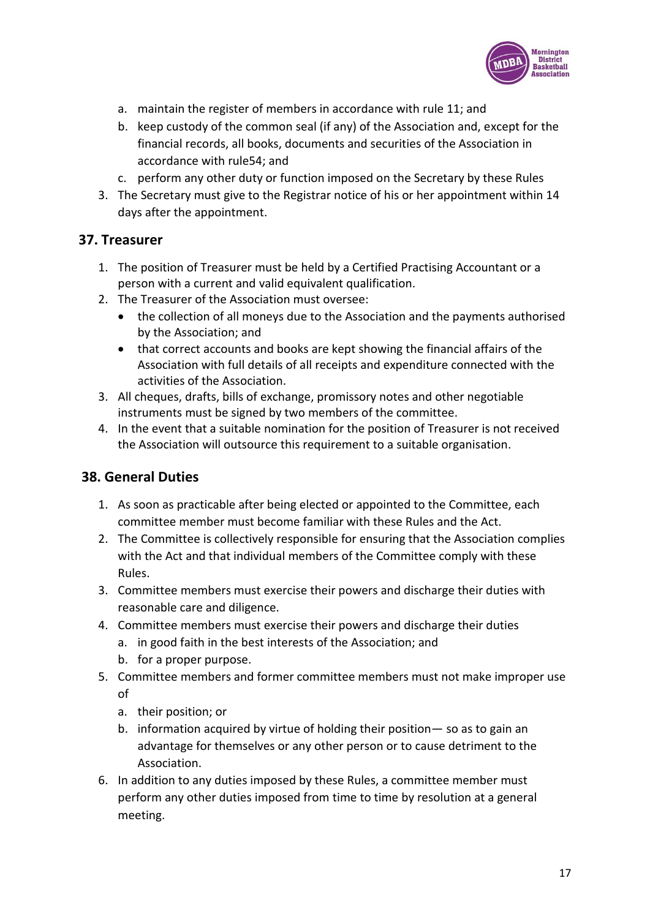a. maintain the register of members in accordance with rule 11; and
b. keep custody of the common seal (if any) of the Association and, except for the financial records, all books, documents and securities of the Association in accordance with rule54; and
c. perform any other duty or function imposed on the Secretary by these Rules

3. The Secretary must give to the Registrar notice of his or her appointment within 14 days after the appointment.

## 37. Treasurer

1. The position of Treasurer must be held by a Certified Practising Accountant or a person with a current and valid equivalent qualification.
2. The Treasurer of the Association must oversee:
   - the collection of all moneys due to the Association and the payments authorised by the Association; and
   - that correct accounts and books are kept showing the financial affairs of the Association with full details of all receipts and expenditure connected with the activities of the Association.
3. All cheques, drafts, bills of exchange, promissory notes and other negotiable instruments must be signed by two members of the committee.
4. In the event that a suitable nomination for the position of Treasurer is not received the Association will outsource this requirement to a suitable organisation.

## 38. General Duties

1. As soon as practicable after being elected or appointed to the Committee, each committee member must become familiar with these Rules and the Act.
2. The Committee is collectively responsible for ensuring that the Association complies with the Act and that individual members of the Committee comply with these Rules.
3. Committee members must exercise their powers and discharge their duties with reasonable care and diligence.
4. Committee members must exercise their powers and discharge their duties
   a. in good faith in the best interests of the Association; and
   b. for a proper purpose.
5. Committee members and former committee members must not make improper use of
   a. their position; or
   b. information acquired by virtue of holding their position— so as to gain an advantage for themselves or any other person or to cause detriment to the Association.
6. In addition to any duties imposed by these Rules, a committee member must perform any other duties imposed from time to time by resolution at a general meeting.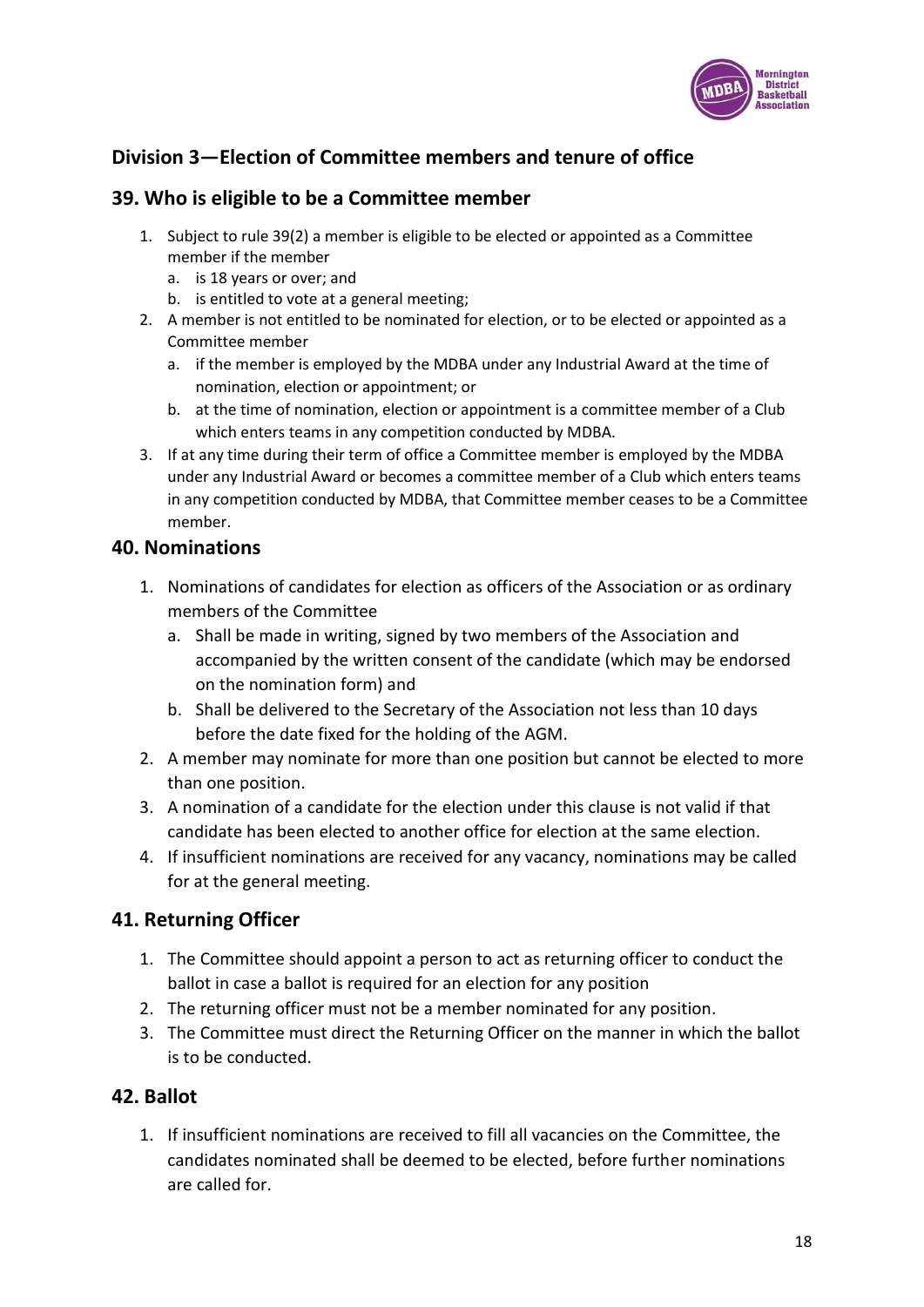## Division 3—Election of Committee members and tenure of office

### 39. Who is eligible to be a Committee member

1. Subject to rule 39(2) a member is eligible to be elected or appointed as a Committee member if the member
   a. is 18 years or over; and
   b. is entitled to vote at a general meeting;
2. A member is not entitled to be nominated for election, or to be elected or appointed as a Committee member
   a. if the member is employed by the MDBA under any Industrial Award at the time of nomination, election or appointment; or
   b. at the time of nomination, election or appointment is a committee member of a Club which enters teams in any competition conducted by MDBA.
3. If at any time during their term of office a Committee member is employed by the MDBA under any Industrial Award or becomes a committee member of a Club which enters teams in any competition conducted by MDBA, that Committee member ceases to be a Committee member.

### 40. Nominations

1. Nominations of candidates for election as officers of the Association or as ordinary members of the Committee
   a. Shall be made in writing, signed by two members of the Association and accompanied by the written consent of the candidate (which may be endorsed on the nomination form) and
   b. Shall be delivered to the Secretary of the Association not less than 10 days before the date fixed for the holding of the AGM.
2. A member may nominate for more than one position but cannot be elected to more than one position.
3. A nomination of a candidate for the election under this clause is not valid if that candidate has been elected to another office for election at the same election.
4. If insufficient nominations are received for any vacancy, nominations may be called for at the general meeting.

### 41. Returning Officer

1. The Committee should appoint a person to act as returning officer to conduct the ballot in case a ballot is required for an election for any position
2. The returning officer must not be a member nominated for any position.
3. The Committee must direct the Returning Officer on the manner in which the ballot is to be conducted.

### 42. Ballot

1. If insufficient nominations are received to fill all vacancies on the Committee, the candidates nominated shall be deemed to be elected, before further nominations are called for.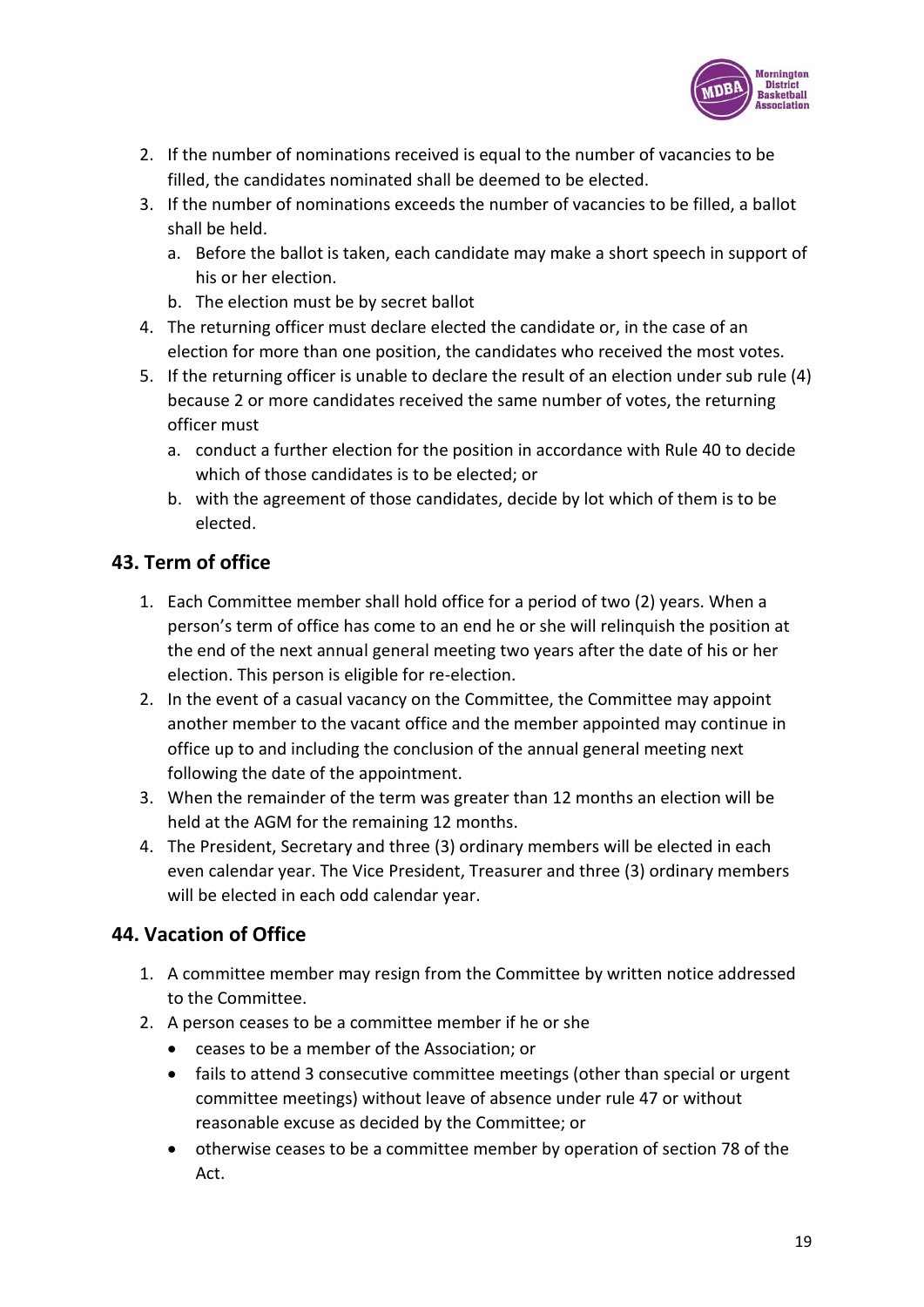2. If the number of nominations received is equal to the number of vacancies to be filled, the candidates nominated shall be deemed to be elected.
3. If the number of nominations exceeds the number of vacancies to be filled, a ballot shall be held.
   a. Before the ballot is taken, each candidate may make a short speech in support of his or her election.
   b. The election must be by secret ballot
4. The returning officer must declare elected the candidate or, in the case of an election for more than one position, the candidates who received the most votes.
5. If the returning officer is unable to declare the result of an election under sub rule (4) because 2 or more candidates received the same number of votes, the returning officer must
   a. conduct a further election for the position in accordance with Rule 40 to decide which of those candidates is to be elected; or
   b. with the agreement of those candidates, decide by lot which of them is to be elected.

## 43. Term of office

1. Each Committee member shall hold office for a period of two (2) years. When a person's term of office has come to an end he or she will relinquish the position at the end of the next annual general meeting two years after the date of his or her election. This person is eligible for re-election.
2. In the event of a casual vacancy on the Committee, the Committee may appoint another member to the vacant office and the member appointed may continue in office up to and including the conclusion of the annual general meeting next following the date of the appointment.
3. When the remainder of the term was greater than 12 months an election will be held at the AGM for the remaining 12 months.
4. The President, Secretary and three (3) ordinary members will be elected in each even calendar year. The Vice President, Treasurer and three (3) ordinary members will be elected in each odd calendar year.

## 44. Vacation of Office

1. A committee member may resign from the Committee by written notice addressed to the Committee.
2. A person ceases to be a committee member if he or she
   - ceases to be a member of the Association; or
   - fails to attend 3 consecutive committee meetings (other than special or urgent committee meetings) without leave of absence under rule 47 or without reasonable excuse as decided by the Committee; or
   - otherwise ceases to be a committee member by operation of section 78 of the Act.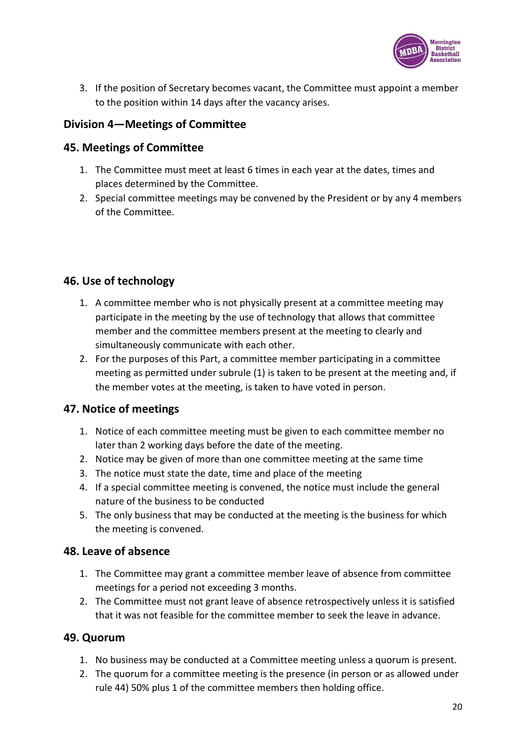3. If the position of Secretary becomes vacant, the Committee must appoint a member to the position within 14 days after the vacancy arises.

## Division 4—Meetings of Committee

### 45. Meetings of Committee

1. The Committee must meet at least 6 times in each year at the dates, times and places determined by the Committee.
2. Special committee meetings may be convened by the President or by any 4 members of the Committee.

### 46. Use of technology

1. A committee member who is not physically present at a committee meeting may participate in the meeting by the use of technology that allows that committee member and the committee members present at the meeting to clearly and simultaneously communicate with each other.
2. For the purposes of this Part, a committee member participating in a committee meeting as permitted under subrule (1) is taken to be present at the meeting and, if the member votes at the meeting, is taken to have voted in person.

### 47. Notice of meetings

1. Notice of each committee meeting must be given to each committee member no later than 2 working days before the date of the meeting.
2. Notice may be given of more than one committee meeting at the same time
3. The notice must state the date, time and place of the meeting
4. If a special committee meeting is convened, the notice must include the general nature of the business to be conducted
5. The only business that may be conducted at the meeting is the business for which the meeting is convened.

### 48. Leave of absence

1. The Committee may grant a committee member leave of absence from committee meetings for a period not exceeding 3 months.
2. The Committee must not grant leave of absence retrospectively unless it is satisfied that it was not feasible for the committee member to seek the leave in advance.

### 49. Quorum

1. No business may be conducted at a Committee meeting unless a quorum is present.
2. The quorum for a committee meeting is the presence (in person or as allowed under rule 44) 50% plus 1 of the committee members then holding office.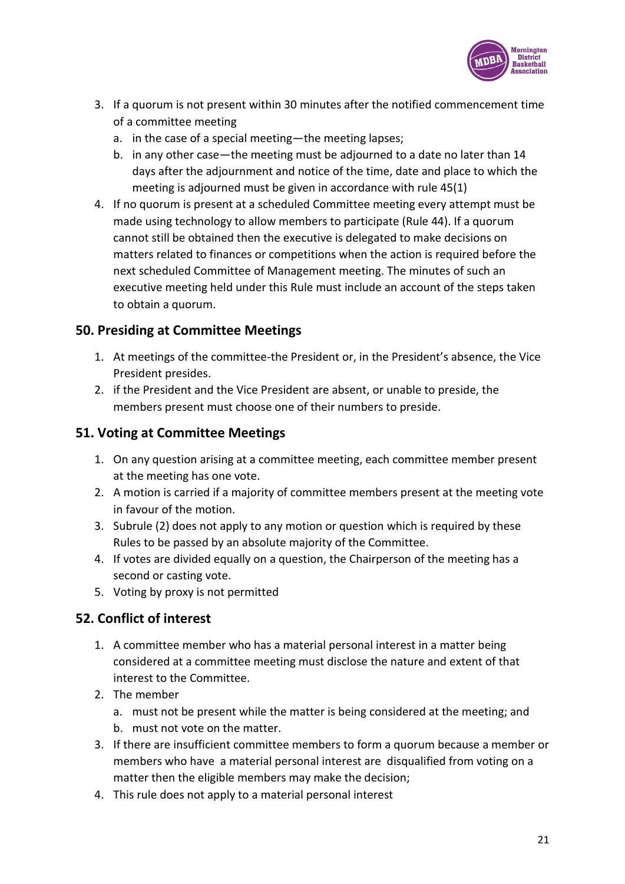3. If a quorum is not present within 30 minutes after the notified commencement time of a committee meeting
   a. in the case of a special meeting—the meeting lapses;
   b. in any other case—the meeting must be adjourned to a date no later than 14 days after the adjournment and notice of the time, date and place to which the meeting is adjourned must be given in accordance with rule 45(1)
4. If no quorum is present at a scheduled Committee meeting every attempt must be made using technology to allow members to participate (Rule 44). If a quorum cannot still be obtained then the executive is delegated to make decisions on matters related to finances or competitions when the action is required before the next scheduled Committee of Management meeting. The minutes of such an executive meeting held under this Rule must include an account of the steps taken to obtain a quorum.

## 50. Presiding at Committee Meetings

1. At meetings of the committee-the President or, in the President's absence, the Vice President presides.
2. if the President and the Vice President are absent, or unable to preside, the members present must choose one of their numbers to preside.

## 51. Voting at Committee Meetings

1. On any question arising at a committee meeting, each committee member present at the meeting has one vote.
2. A motion is carried if a majority of committee members present at the meeting vote in favour of the motion.
3. Subrule (2) does not apply to any motion or question which is required by these Rules to be passed by an absolute majority of the Committee.
4. If votes are divided equally on a question, the Chairperson of the meeting has a second or casting vote.
5. Voting by proxy is not permitted

## 52. Conflict of interest

1. A committee member who has a material personal interest in a matter being considered at a committee meeting must disclose the nature and extent of that interest to the Committee.
2. The member
   a. must not be present while the matter is being considered at the meeting; and
   b. must not vote on the matter.
3. If there are insufficient committee members to form a quorum because a member or members who have a material personal interest are disqualified from voting on a matter then the eligible members may make the decision;
4. This rule does not apply to a material personal interest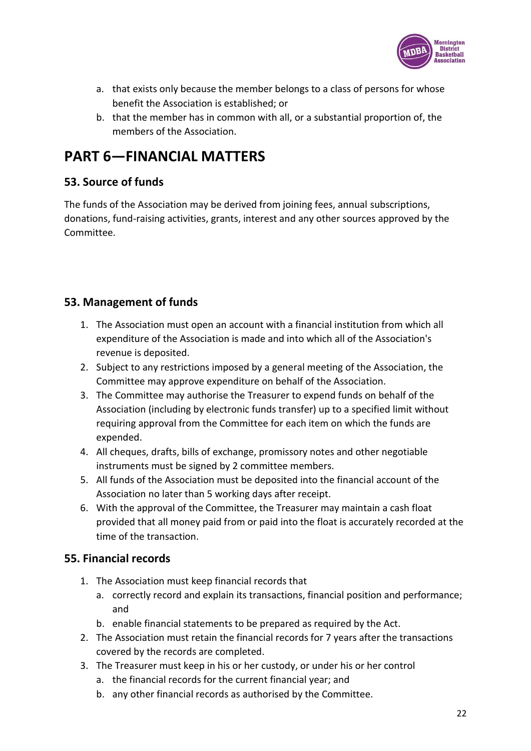a. that exists only because the member belongs to a class of persons for whose benefit the Association is established; or
b. that the member has in common with all, or a substantial proportion of, the members of the Association.

# PART 6—FINANCIAL MATTERS

## 53. Source of funds

The funds of the Association may be derived from joining fees, annual subscriptions, donations, fund-raising activities, grants, interest and any other sources approved by the Committee.

## 53. Management of funds

1. The Association must open an account with a financial institution from which all expenditure of the Association is made and into which all of the Association's revenue is deposited.
2. Subject to any restrictions imposed by a general meeting of the Association, the Committee may approve expenditure on behalf of the Association.
3. The Committee may authorise the Treasurer to expend funds on behalf of the Association (including by electronic funds transfer) up to a specified limit without requiring approval from the Committee for each item on which the funds are expended.
4. All cheques, drafts, bills of exchange, promissory notes and other negotiable instruments must be signed by 2 committee members.
5. All funds of the Association must be deposited into the financial account of the Association no later than 5 working days after receipt.
6. With the approval of the Committee, the Treasurer may maintain a cash float provided that all money paid from or paid into the float is accurately recorded at the time of the transaction.

## 55. Financial records

1. The Association must keep financial records that
   a. correctly record and explain its transactions, financial position and performance; and
   b. enable financial statements to be prepared as required by the Act.
2. The Association must retain the financial records for 7 years after the transactions covered by the records are completed.
3. The Treasurer must keep in his or her custody, or under his or her control
   a. the financial records for the current financial year; and
   b. any other financial records as authorised by the Committee.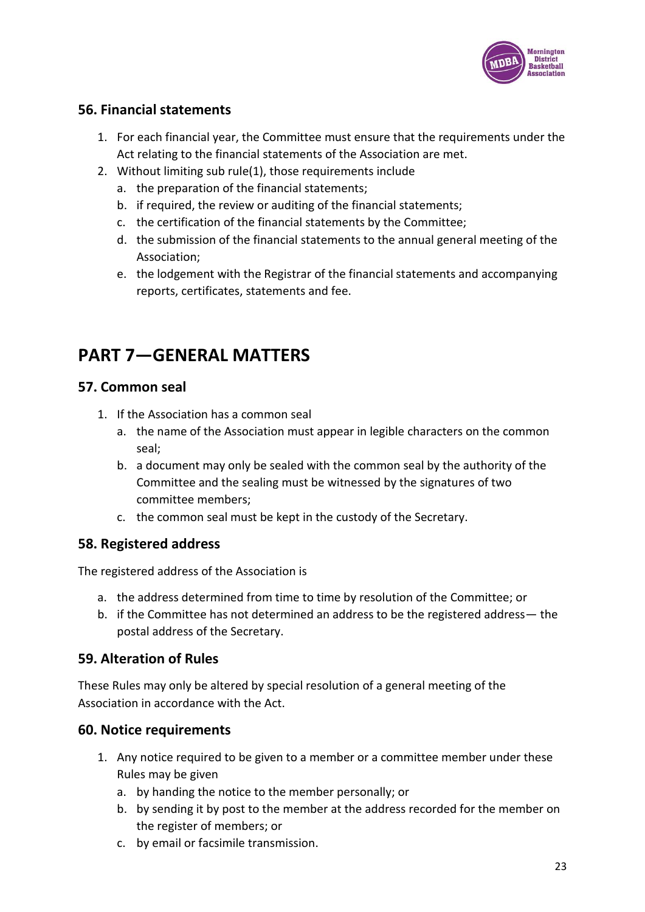### 56. Financial statements

1. For each financial year, the Committee must ensure that the requirements under the Act relating to the financial statements of the Association are met.
2. Without limiting sub rule(1), those requirements include
   a. the preparation of the financial statements;
   b. if required, the review or auditing of the financial statements;
   c. the certification of the financial statements by the Committee;
   d. the submission of the financial statements to the annual general meeting of the Association;
   e. the lodgement with the Registrar of the financial statements and accompanying reports, certificates, statements and fee.

## PART 7—GENERAL MATTERS

### 57. Common seal

1. If the Association has a common seal
   a. the name of the Association must appear in legible characters on the common seal;
   b. a document may only be sealed with the common seal by the authority of the Committee and the sealing must be witnessed by the signatures of two committee members;
   c. the common seal must be kept in the custody of the Secretary.

### 58. Registered address

The registered address of the Association is

a. the address determined from time to time by resolution of the Committee; or
b. if the Committee has not determined an address to be the registered address— the postal address of the Secretary.

### 59. Alteration of Rules

These Rules may only be altered by special resolution of a general meeting of the Association in accordance with the Act.

### 60. Notice requirements

1. Any notice required to be given to a member or a committee member under these Rules may be given
   a. by handing the notice to the member personally; or
   b. by sending it by post to the member at the address recorded for the member on the register of members; or
   c. by email or facsimile transmission.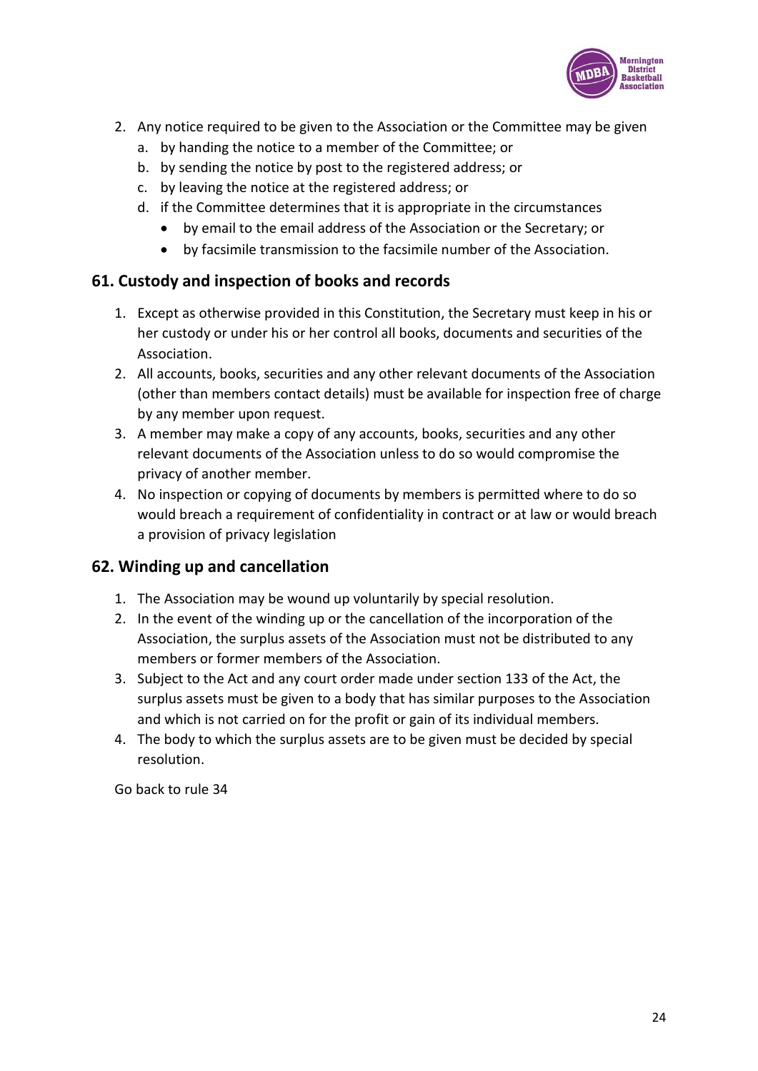2. Any notice required to be given to the Association or the Committee may be given
   a. by handing the notice to a member of the Committee; or
   b. by sending the notice by post to the registered address; or
   c. by leaving the notice at the registered address; or
   d. if the Committee determines that it is appropriate in the circumstances
      - by email to the email address of the Association or the Secretary; or
      - by facsimile transmission to the facsimile number of the Association.

## 61. Custody and inspection of books and records

1. Except as otherwise provided in this Constitution, the Secretary must keep in his or her custody or under his or her control all books, documents and securities of the Association.
2. All accounts, books, securities and any other relevant documents of the Association (other than members contact details) must be available for inspection free of charge by any member upon request.
3. A member may make a copy of any accounts, books, securities and any other relevant documents of the Association unless to do so would compromise the privacy of another member.
4. No inspection or copying of documents by members is permitted where to do so would breach a requirement of confidentiality in contract or at law or would breach a provision of privacy legislation

## 62. Winding up and cancellation

1. The Association may be wound up voluntarily by special resolution.
2. In the event of the winding up or the cancellation of the incorporation of the Association, the surplus assets of the Association must not be distributed to any members or former members of the Association.
3. Subject to the Act and any court order made under section 133 of the Act, the surplus assets must be given to a body that has similar purposes to the Association and which is not carried on for the profit or gain of its individual members.
4. The body to which the surplus assets are to be given must be decided by special resolution.

Go back to rule 34